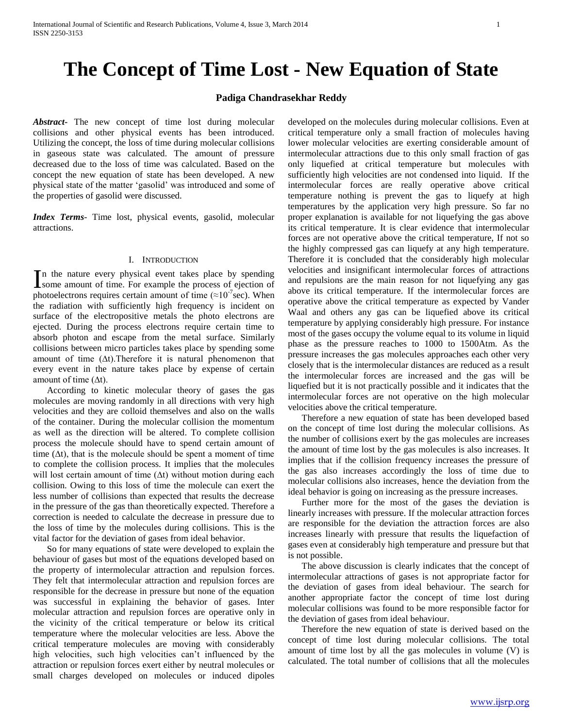# The Concept of Time Lost - New Equation of State

**Padiga Chandrasekhar Reddy**

***Abstract*-** The new concept of time lost during molecular collisions and other physical events has been introduced. Utilizing the concept, the loss of time during molecular collisions in gaseous state was calculated. The amount of pressure decreased due to the loss of time was calculated. Based on the concept the new equation of state has been developed. A new physical state of the matter 'gasolid' was introduced and some of the properties of gasolid were discussed.

***Index Terms*-** Time lost, physical events, gasolid, molecular attractions.

## I. Introduction

In the nature every physical event takes place by spending some amount of time. For example the process of ejection of photoelectrons requires certain amount of time ($\approx 10^{-7}$sec). When the radiation with sufficiently high frequency is incident on surface of the electropositive metals the photo electrons are ejected. During the process electrons require certain time to absorb photon and escape from the metal surface. Similarly collisions between micro particles takes place by spending some amount of time ($\Delta t$).Therefore it is natural phenomenon that every event in the nature takes place by expense of certain amount of time ($\Delta t$).

According to kinetic molecular theory of gases the gas molecules are moving randomly in all directions with very high velocities and they are colloid themselves and also on the walls of the container. During the molecular collision the momentum as well as the direction will be altered. To complete collision process the molecule should have to spend certain amount of time ($\Delta t$), that is the molecule should be spent a moment of time to complete the collision process. It implies that the molecules will lost certain amount of time ($\Delta t$) without motion during each collision. Owing to this loss of time the molecule can exert the less number of collisions than expected that results the decrease in the pressure of the gas than theoretically expected. Therefore a correction is needed to calculate the decrease in pressure due to the loss of time by the molecules during collisions. This is the vital factor for the deviation of gases from ideal behavior.

So for many equations of state were developed to explain the behaviour of gases but most of the equations developed based on the property of intermolecular attraction and repulsion forces. They felt that intermolecular attraction and repulsion forces are responsible for the decrease in pressure but none of the equation was successful in explaining the behavior of gases. Inter molecular attraction and repulsion forces are operative only in the vicinity of the critical temperature or below its critical temperature where the molecular velocities are less. Above the critical temperature molecules are moving with considerably high velocities, such high velocities can't influenced by the attraction or repulsion forces exert either by neutral molecules or small charges developed on molecules or induced dipoles developed on the molecules during molecular collisions. Even at critical temperature only a small fraction of molecules having lower molecular velocities are exerting considerable amount of intermolecular attractions due to this only small fraction of gas only liquefied at critical temperature but molecules with sufficiently high velocities are not condensed into liquid. If the intermolecular forces are really operative above critical temperature nothing is prevent the gas to liquefy at high temperatures by the application very high pressure. So far no proper explanation is available for not liquefying the gas above its critical temperature. It is clear evidence that intermolecular forces are not operative above the critical temperature, If not so the highly compressed gas can liquefy at any high temperature. Therefore it is concluded that the considerably high molecular velocities and insignificant intermolecular forces of attractions and repulsions are the main reason for not liquefying any gas above its critical temperature. If the intermolecular forces are operative above the critical temperature as expected by Vander Waal and others any gas can be liquefied above its critical temperature by applying considerably high pressure. For instance most of the gases occupy the volume equal to its volume in liquid phase as the pressure reaches to 1000 to 1500Atm. As the pressure increases the gas molecules approaches each other very closely that is the intermolecular distances are reduced as a result the intermolecular forces are increased and the gas will be liquefied but it is not practically possible and it indicates that the intermolecular forces are not operative on the high molecular velocities above the critical temperature.

Therefore a new equation of state has been developed based on the concept of time lost during the molecular collisions. As the number of collisions exert by the gas molecules are increases the amount of time lost by the gas molecules is also increases. It implies that if the collision frequency increases the pressure of the gas also increases accordingly the loss of time due to molecular collisions also increases, hence the deviation from the ideal behavior is going on increasing as the pressure increases.

Further more for the most of the gases the deviation is linearly increases with pressure. If the molecular attraction forces are responsible for the deviation the attraction forces are also increases linearly with pressure that results the liquefaction of gases even at considerably high temperature and pressure but that is not possible.

The above discussion is clearly indicates that the concept of intermolecular attractions of gases is not appropriate factor for the deviation of gases from ideal behaviour. The search for another appropriate factor the concept of time lost during molecular collisions was found to be more responsible factor for the deviation of gases from ideal behaviour.

Therefore the new equation of state is derived based on the concept of time lost during molecular collisions. The total amount of time lost by all the gas molecules in volume (V) is calculated. The total number of collisions that all the molecules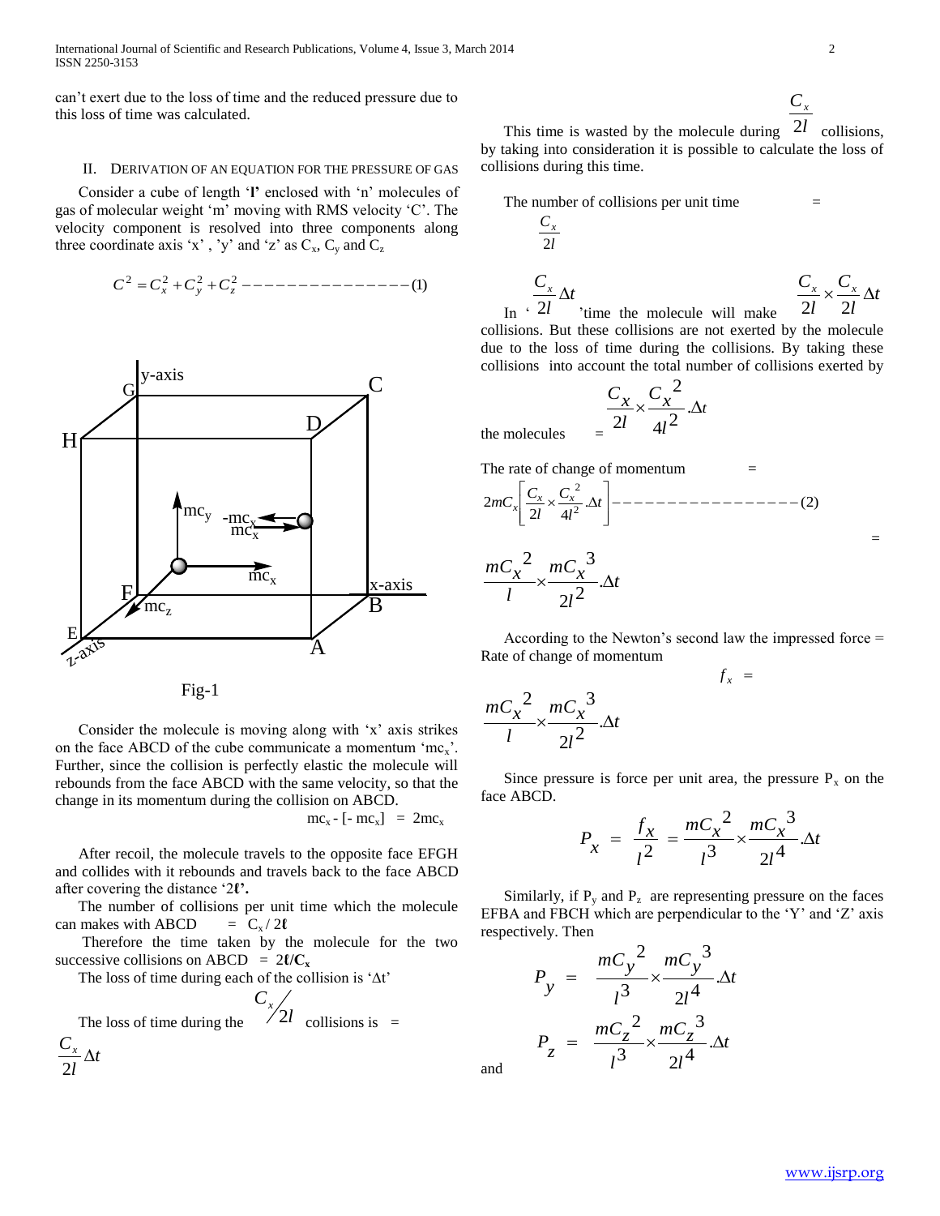can't exert due to the loss of time and the reduced pressure due to this loss of time was calculated.

## II. Derivation of an Equation for the Pressure of Gas

Consider a cube of length '**l**' enclosed with 'n' molecules of gas of molecular weight 'm' moving with RMS velocity 'C'. The velocity component is resolved into three components along three coordinate axis 'x', 'y' and 'z' as $C_x$, $C_y$ and $C_z$

$$C^2 = C_x^2 + C_y^2 + C_z^2 \text{ ---------------- (1)}$$

Fig-1

Consider the molecule is moving along with 'x' axis strikes on the face ABCD of the cube communicate a momentum '$mc_x$'. Further, since the collision is perfectly elastic the molecule will rebounds from the face ABCD with the same velocity, so that the change in its momentum during the collision on ABCD.

$$mc_x - [-mc_x] = 2mc_x$$

After recoil, the molecule travels to the opposite face EFGH and collides with it rebounds and travels back to the face ABCD after covering the distance '**2ℓ**'.

The number of collisions per unit time which the molecule can makes with ABCD $= C_x / 2\ell$

Therefore the time taken by the molecule for the two successive collisions on ABCD $= \mathbf{2\ell/C_x}$

The loss of time during each of the collision is '$\Delta t$'

The loss of time during the $C_x/2l$ collisions is $= \frac{C_x}{2l}\Delta t$

This time is wasted by the molecule during $\frac{C_x}{2l}$ collisions, by taking into consideration it is possible to calculate the loss of collisions during this time.

The number of collisions per unit time $= \frac{C_x}{2l}$

In '$\frac{C_x}{2l}\Delta t$' time the molecule will make $\frac{C_x}{2l} \times \frac{C_x}{2l}\Delta t$ collisions. But these collisions are not exerted by the molecule due to the loss of time during the collisions. By taking these collisions into account the total number of collisions exerted by the molecules $= \frac{C_x}{2l} \times \frac{C_x^2}{4l^2}.\Delta t$

The rate of change of momentum =

$$2mC_x\left[\frac{C_x}{2l} \times \frac{C_x^2}{4l^2}.\Delta t\right] \text{ ----------------- (2)}$$

$$= \frac{mC_x^2}{l} \times \frac{mC_x^3}{2l^2}.\Delta t$$

According to the Newton's second law the impressed force = Rate of change of momentum

$$f_x = \frac{mC_x^2}{l} \times \frac{mC_x^3}{2l^2}.\Delta t$$

Since pressure is force per unit area, the pressure $P_x$ on the face ABCD.

$$P_x = \frac{f_x}{l^2} = \frac{mC_x^2}{l^3} \times \frac{mC_x^3}{2l^4}.\Delta t$$

Similarly, if $P_y$ and $P_z$ are representing pressure on the faces EFBA and FBCH which are perpendicular to the 'Y' and 'Z' axis respectively. Then

$$P_y = \frac{mC_y^2}{l^3} \times \frac{mC_y^3}{2l^4}.\Delta t$$

and

$$P_z = \frac{mC_z^2}{l^3} \times \frac{mC_z^3}{2l^4}.\Delta t$$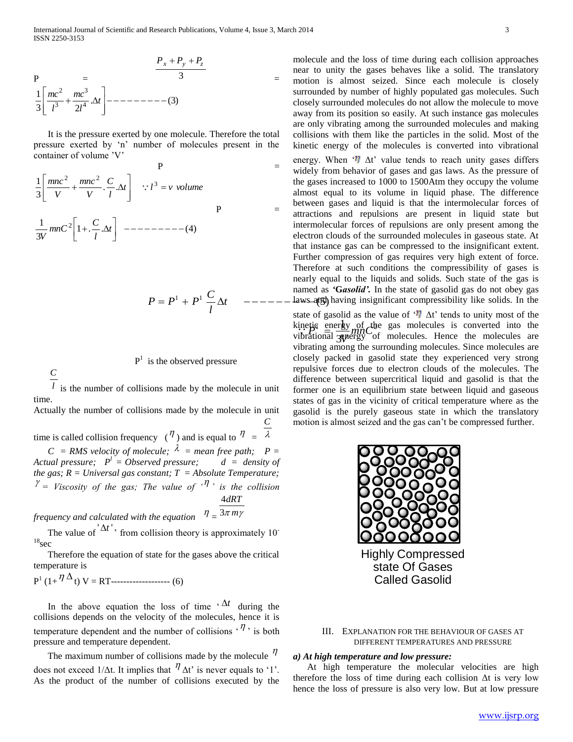$$P = \frac{P_x + P_y + P_z}{3} = \frac{1}{3}\left[\frac{mc^2}{l^3} + \frac{mc^3}{2l^4}.\Delta t\right] ---------(3)$$

It is the pressure exerted by one molecule. Therefore the total pressure exerted by 'n' number of molecules present in the container of volume 'V'

$$P = \frac{1}{3}\left[\frac{mnc^2}{V} + \frac{mnc^2}{V}.\frac{C}{l}.\Delta t\right] \quad \because l^3 = v \text{ volume}$$

$$P = \frac{1}{3V}mnC^2\left[1 + .\frac{C}{l}.\Delta t\right] ---------(4)$$

$$P = P^1 + P^1\frac{C}{l}\Delta t \quad ------(5)$$

$$\because P^1 = \frac{1}{3V}mnC^2$$

$P^1$ is the observed pressure

$\frac{C}{l}$ is the number of collisions made by the molecule in unit time.

Actually the number of collisions made by the molecule in unit time is called collision frequency ($\eta$) and is equal to $\eta = \frac{C}{\lambda}$

*C = RMS velocity of molecule; $\lambda$ = mean free path; P = Actual pressure; $P^1$ = Observed pressure; d = density of the gas; R = Universal gas constant; T = Absolute Temperature; $\gamma$ = Viscosity of the gas; The value of '$\eta$' is the collision frequency and calculated with the equation* $\eta = \frac{4dRT}{3\pi m\gamma}$

The value of '$\Delta t$' from collision theory is approximately $10^{-18}$sec

Therefore the equation of state for the gases above the critical temperature is

$P^1 (1+\eta\Delta t) V = RT$------------------- (6)

In the above equation the loss of time '$\Delta t$' during the collisions depends on the velocity of the molecules, hence it is temperature dependent and the number of collisions '$\eta$' is both pressure and temperature dependent.

The maximum number of collisions made by the molecule $\eta$ does not exceed $1/\Delta t$. It implies that $\eta$ $\Delta t$' is never equals to '1'. As the product of the number of collisions executed by the molecule and the loss of time during each collision approaches near to unity the gases behaves like a solid. The translatory motion is almost seized. Since each molecule is closely surrounded by number of highly populated gas molecules. Such closely surrounded molecules do not allow the molecule to move away from its position so easily. At such instance gas molecules are only vibrating among the surrounded molecules and making collisions with them like the particles in the solid. Most of the kinetic energy of the molecules is converted into vibrational energy. When '$\eta$ $\Delta t$' value tends to reach unity gases differs widely from behavior of gases and gas laws. As the pressure of the gases increased to 1000 to 1500Atm they occupy the volume almost equal to its volume in liquid phase. The difference between gases and liquid is that the intermolecular forces of attractions and repulsions are present in liquid state but intermolecular forces of repulsions are only present among the electron clouds of the surrounded molecules in gaseous state. At that instance gas can be compressed to the insignificant extent. Further compression of gas requires very high extent of force. Therefore at such conditions the compressibility of gases is nearly equal to the liquids and solids. Such state of the gas is named as ***'Gasolid'.*** In the state of gasolid gas do not obey gas laws and having insignificant compressibility like solids. In the state of gasolid as the value of '$\eta$ $\Delta t$' tends to unity most of the kinetic energy of the gas molecules is converted into the vibrational energy of molecules. Hence the molecules are vibrating among the surrounding molecules. Since molecules are closely packed in gasolid state they experienced very strong repulsive forces due to electron clouds of the molecules. The difference between supercritical liquid and gasolid is that the former one is an equilibrium state between liquid and gaseous states of gas in the vicinity of critical temperature where as the gasolid is the purely gaseous state in which the translatory motion is almost seized and the gas can't be compressed further.

Highly Compressed state Of Gases Called Gasolid

## III. Explanation for the Behaviour of Gases at Different Temperatures and Pressure

### *a) At high temperature and low pressure:*

At high temperature the molecular velocities are high therefore the loss of time during each collision $\Delta t$ is very low hence the loss of pressure is also very low. But at low pressure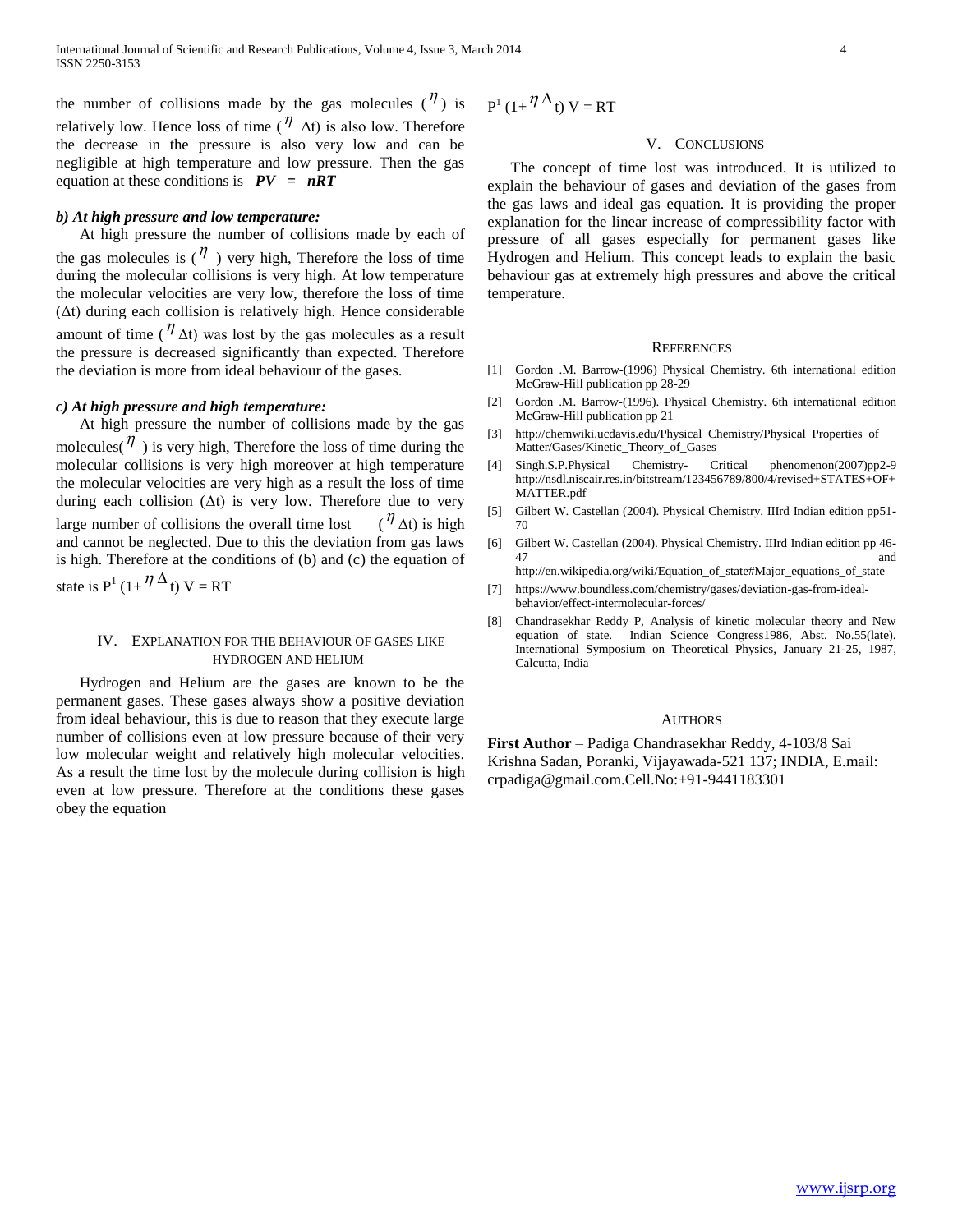the number of collisions made by the gas molecules ($\eta$) is relatively low. Hence loss of time ($\eta$ $\Delta$t) is also low. Therefore the decrease in the pressure is also very low and can be negligible at high temperature and low pressure. Then the gas equation at these conditions is ***PV = nRT***

### *b) At high pressure and low temperature:*

At high pressure the number of collisions made by each of the gas molecules is ($\eta$) very high, Therefore the loss of time during the molecular collisions is very high. At low temperature the molecular velocities are very low, therefore the loss of time ($\Delta$t) during each collision is relatively high. Hence considerable amount of time ($\eta$ $\Delta$t) was lost by the gas molecules as a result the pressure is decreased significantly than expected. Therefore the deviation is more from ideal behaviour of the gases.

### *c) At high pressure and high temperature:*

At high pressure the number of collisions made by the gas molecules($\eta$) is very high, Therefore the loss of time during the molecular collisions is very high moreover at high temperature the molecular velocities are very high as a result the loss of time during each collision ($\Delta$t) is very low. Therefore due to very large number of collisions the overall time lost ($\eta$ $\Delta$t) is high and cannot be neglected. Due to this the deviation from gas laws is high. Therefore at the conditions of (b) and (c) the equation of state is $P^1 (1+\eta\Delta t) V = RT$

## IV. Explanation for the Behaviour of Gases like Hydrogen and Helium

Hydrogen and Helium are the gases are known to be the permanent gases. These gases always show a positive deviation from ideal behaviour, this is due to reason that they execute large number of collisions even at low pressure because of their very low molecular weight and relatively high molecular velocities. As a result the time lost by the molecule during collision is high even at low pressure. Therefore at the conditions these gases obey the equation

$$P^1 (1+\eta\Delta t) V = RT$$

## V. Conclusions

The concept of time lost was introduced. It is utilized to explain the behaviour of gases and deviation of the gases from the gas laws and ideal gas equation. It is providing the proper explanation for the linear increase of compressibility factor with pressure of all gases especially for permanent gases like Hydrogen and Helium. This concept leads to explain the basic behaviour gas at extremely high pressures and above the critical temperature.

## References

[1] Gordon .M. Barrow-(1996) Physical Chemistry. 6th international edition McGraw-Hill publication pp 28-29

[2] Gordon .M. Barrow-(1996). Physical Chemistry. 6th international edition McGraw-Hill publication pp 21

[3] http://chemwiki.ucdavis.edu/Physical_Chemistry/Physical_Properties_of_Matter/Gases/Kinetic_Theory_of_Gases

[4] Singh.S.P.Physical Chemistry- Critical phenomenon(2007)pp2-9 http://nsdl.niscair.res.in/bitstream/123456789/800/4/revised+STATES+OF+MATTER.pdf

[5] Gilbert W. Castellan (2004). Physical Chemistry. IIIrd Indian edition pp51-70

[6] Gilbert W. Castellan (2004). Physical Chemistry. IIIrd Indian edition pp 46-47 and http://en.wikipedia.org/wiki/Equation_of_state#Major_equations_of_state

[7] https://www.boundless.com/chemistry/gases/deviation-gas-from-ideal-behavior/effect-intermolecular-forces/

[8] Chandrasekhar Reddy P, Analysis of kinetic molecular theory and New equation of state. Indian Science Congress1986, Abst. No.55(late). International Symposium on Theoretical Physics, January 21-25, 1987, Calcutta, India

## Authors

**First Author** – Padiga Chandrasekhar Reddy, 4-103/8 Sai Krishna Sadan, Poranki, Vijayawada-521 137; INDIA, E.mail: crpadiga@gmail.com.Cell.No:+91-9441183301